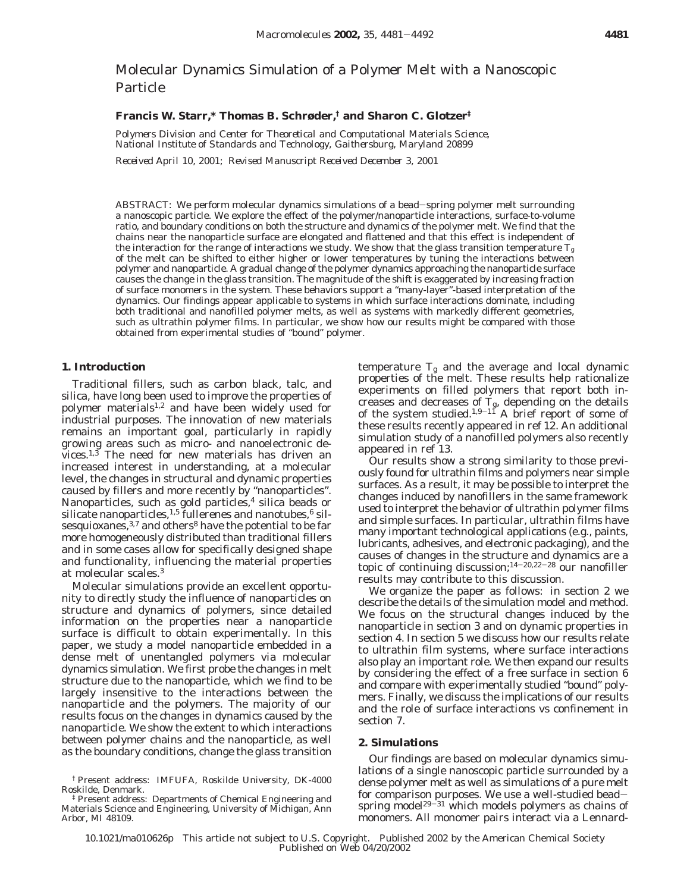# Molecular Dynamics Simulation of a Polymer Melt with a Nanoscopic Particle

**Francis W. Starr,\* Thomas B. Schrøder,† and Sharon C. Glotzer‡**

*Polymers Division and Center for Theoretical and Computational Materials Science, National Institute of Standards and Technology, Gaithersburg, Maryland 20899*

*Received April 10, 2001; Revised Manuscript Received December 3, 2001*

ABSTRACT: We perform molecular dynamics simulations of a bead−spring polymer melt surrounding a nanoscopic particle. We explore the effect of the polymer/nanoparticle interactions, surface-to-volume ratio, and boundary conditions on both the structure and dynamics of the polymer melt. We find that the chains near the nanoparticle surface are elongated and flattened and that this effect is independent of the interaction for the range of interactions we study. We show that the glass transition temperature $T_g$ of the melt can be shifted to either higher or lower temperatures by tuning the interactions between polymer and nanoparticle. A gradual change of the polymer dynamics approaching the nanoparticle surface causes the change in the glass transition. The magnitude of the shift is exaggerated by increasing fraction of surface monomers in the system. These behaviors support a "many-layer"-based interpretation of the dynamics. Our findings appear applicable to systems in which surface interactions dominate, including both traditional and nanofilled polymer melts, as well as systems with markedly different geometries, such as ultrathin polymer films. In particular, we show how our results might be compared with those obtained from experimental studies of "bound" polymer.

## 1. Introduction

Traditional fillers, such as carbon black, talc, and silica, have long been used to improve the properties of polymer materials[1,2] and have been widely used for industrial purposes. The innovation of new materials remains an important goal, particularly in rapidly growing areas such as micro- and nanoelectronic devices.[1,3] The need for new materials has driven an increased interest in understanding, at a molecular level, the changes in structural and dynamic properties caused by fillers and more recently by "nanoparticles". Nanoparticles, such as gold particles,[4] silica beads or silicate nanoparticles,[1,5] fullerenes and nanotubes,[6] silsesquioxanes,[3,7] and others[8] have the potential to be far more homogeneously distributed than traditional fillers and in some cases allow for specifically designed shape and functionality, influencing the material properties at molecular scales.[3]

Molecular simulations provide an excellent opportunity to directly study the influence of nanoparticles on structure and dynamics of polymers, since detailed information on the properties near a nanoparticle surface is difficult to obtain experimentally. In this paper, we study a model nanoparticle embedded in a dense melt of unentangled polymers via molecular dynamics simulation. We first probe the changes in melt structure due to the nanoparticle, which we find to be largely insensitive to the interactions between the nanoparticle and the polymers. The majority of our results focus on the changes in dynamics caused by the nanoparticle. We show the extent to which interactions between polymer chains and the nanoparticle, as well as the boundary conditions, change the glass transition temperature $T_g$ and the average and local dynamic properties of the melt. These results help rationalize experiments on filled polymers that report both increases and decreases of $T_g$, depending on the details of the system studied.[1,9−11] A brief report of some of these results recently appeared in ref 12. An additional simulation study of a nanofilled polymers also recently appeared in ref 13.

Our results show a strong similarity to those previously found for ultrathin films and polymers near simple surfaces. As a result, it may be possible to interpret the changes induced by nanofillers in the same framework used to interpret the behavior of ultrathin polymer films and simple surfaces. In particular, ultrathin films have many important technological applications (e.g., paints, lubricants, adhesives, and electronic packaging), and the causes of changes in the structure and dynamics are a topic of continuing discussion;[14−20,22−28] our nanofiller results may contribute to this discussion.

We organize the paper as follows: in section 2 we describe the details of the simulation model and method. We focus on the structural changes induced by the nanoparticle in section 3 and on dynamic properties in section 4. In section 5 we discuss how our results relate to ultrathin film systems, where surface interactions also play an important role. We then expand our results by considering the effect of a free surface in section 6 and compare with experimentally studied "bound" polymers. Finally, we discuss the implications of our results and the role of surface interactions vs confinement in section 7.

## 2. Simulations

Our findings are based on molecular dynamics simulations of a single nanoscopic particle surrounded by a dense polymer melt as well as simulations of a pure melt for comparison purposes. We use a well-studied bead−spring model[29−31] which models polymers as chains of monomers. All monomer pairs interact via a Lennard-

† Present address: IMFUFA, Roskilde University, DK-4000 Roskilde, Denmark.

‡ Present address: Departments of Chemical Engineering and Materials Science and Engineering, University of Michigan, Ann Arbor, MI 48109.

10.1021/ma010626p This article not subject to U.S. Copyright. Published 2002 by the American Chemical Society
Published on Web 04/20/2002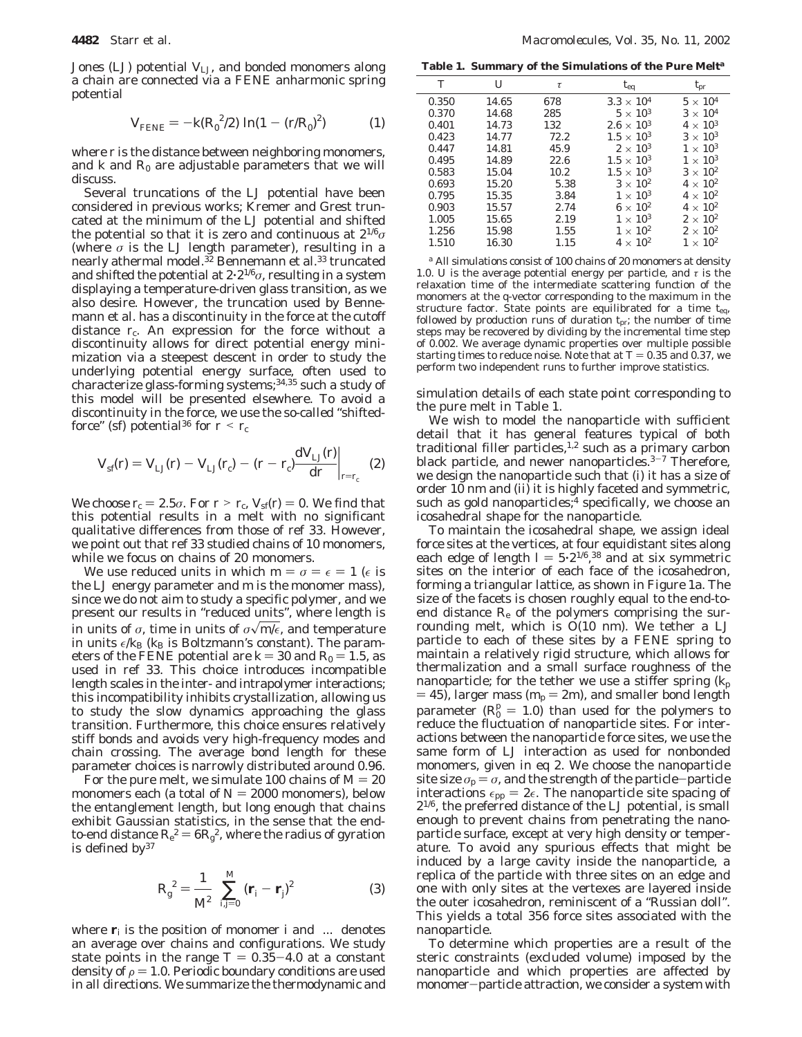Jones (LJ) potential $V_{LJ}$, and bonded monomers along a chain are connected via a FENE anharmonic spring potential

$$V_{FENE} = -k(R_0^2/2)\ln(1-(r/R_0)^2) \quad (1)$$

where $r$ is the distance between neighboring monomers, and $k$ and $R_0$ are adjustable parameters that we will discuss.

Several truncations of the LJ potential have been considered in previous works; Kremer and Grest truncated at the minimum of the LJ potential and shifted the potential so that it is zero and continuous at $2^{1/6}\sigma$ (where $\sigma$ is the LJ length parameter), resulting in a nearly athermal model.[32] Bennemann et al.[33] truncated and shifted the potential at $2\cdot 2^{1/6}\sigma$, resulting in a system displaying a temperature-driven glass transition, as we also desire. However, the truncation used by Bennemann et al. has a discontinuity in the force at the cutoff distance $r_c$. An expression for the force without a discontinuity allows for direct potential energy minimization via a steepest descent in order to study the underlying potential energy surface, often used to characterize glass-forming systems;[34,35] such a study of this model will be presented elsewhere. To avoid a discontinuity in the force, we use the so-called "shifted-force" (sf) potential[36] for $r < r_c$

$$V_{sf}(r) = V_{LJ}(r) - V_{LJ}(r_c) - (r - r_c)\left.\frac{dV_{LJ}(r)}{dr}\right|_{r=r_c} \quad (2)$$

We choose $r_c = 2.5\sigma$. For $r > r_c$, $V_{sf}(r) = 0$. We find that this potential results in a melt with no significant qualitative differences from those of ref 33. However, we point out that ref 33 studied chains of 10 monomers, while we focus on chains of 20 monomers.

We use reduced units in which $m = \sigma = \epsilon = 1$ ($\epsilon$ is the LJ energy parameter and $m$ is the monomer mass), since we do not aim to study a specific polymer, and we present our results in "reduced units", where length is in units of $\sigma$, time in units of $\sigma\sqrt{m/\epsilon}$, and temperature in units $\epsilon/k_B$ ($k_B$ is Boltzmann's constant). The parameters of the FENE potential are $k = 30$ and $R_0 = 1.5$, as used in ref 33. This choice introduces incompatible length scales in the inter- and intrapolymer interactions; this incompatibility inhibits crystallization, allowing us to study the slow dynamics approaching the glass transition. Furthermore, this choice ensures relatively stiff bonds and avoids very high-frequency modes and chain crossing. The average bond length for these parameter choices is narrowly distributed around 0.96.

For the pure melt, we simulate 100 chains of $M = 20$ monomers each (a total of $N = 2000$ monomers), below the entanglement length, but long enough that chains exhibit Gaussian statistics, in the sense that the end-to-end distance $R_e^2 = 6R_g^2$, where the radius of gyration is defined by[37]

$$R_g^2 = \frac{1}{M^2}\left\langle \sum_{i,j=0}^{M} (\mathbf{r}_i - \mathbf{r}_j)^2 \right\rangle \quad (3)$$

where $\mathbf{r}_i$ is the position of monomer $i$ and $\langle ... \rangle$ denotes an average over chains and configurations. We study state points in the range $T = 0.35-4.0$ at a constant density of $\rho = 1.0$. Periodic boundary conditions are used in all directions. We summarize the thermodynamic and simulation details of each state point corresponding to the pure melt in Table 1.

**Table 1. Summary of the Simulations of the Pure Melt**[a]

| $T$ | $U$ | $\tau$ | $t_{eq}$ | $t_{pr}$ |
|---|---|---|---|---|
| 0.350 | 14.65 | 678 | $3.3 \times 10^4$ | $5 \times 10^4$ |
| 0.370 | 14.68 | 285 | $5 \times 10^3$ | $3 \times 10^4$ |
| 0.401 | 14.73 | 132 | $2.6 \times 10^3$ | $4 \times 10^3$ |
| 0.423 | 14.77 | 72.2 | $1.5 \times 10^3$ | $3 \times 10^3$ |
| 0.447 | 14.81 | 45.9 | $2 \times 10^3$ | $1 \times 10^3$ |
| 0.495 | 14.89 | 22.6 | $1.5 \times 10^3$ | $1 \times 10^3$ |
| 0.583 | 15.04 | 10.2 | $1.5 \times 10^3$ | $3 \times 10^2$ |
| 0.693 | 15.20 | 5.38 | $3 \times 10^2$ | $4 \times 10^2$ |
| 0.795 | 15.35 | 3.84 | $1 \times 10^3$ | $4 \times 10^2$ |
| 0.903 | 15.57 | 2.74 | $6 \times 10^2$ | $4 \times 10^2$ |
| 1.005 | 15.65 | 2.19 | $1 \times 10^3$ | $2 \times 10^2$ |
| 1.256 | 15.98 | 1.55 | $1 \times 10^2$ | $2 \times 10^2$ |
| 1.510 | 16.30 | 1.15 | $4 \times 10^2$ | $1 \times 10^2$ |

[a] All simulations consist of 100 chains of 20 monomers at density 1.0. $U$ is the average potential energy per particle, and $\tau$ is the relaxation time of the intermediate scattering function of the monomers at the q-vector corresponding to the maximum in the structure factor. State points are equilibrated for a time $t_{eq}$, followed by production runs of duration $t_{pr}$; the number of time steps may be recovered by dividing by the incremental time step of 0.002. We average dynamic properties over multiple possible starting times to reduce noise. Note that at $T = 0.35$ and 0.37, we perform two independent runs to further improve statistics.

We wish to model the nanoparticle with sufficient detail that it has general features typical of both traditional filler particles,[1,2] such as a primary carbon black particle, and newer nanoparticles.[3-7] Therefore, we design the nanoparticle such that (i) it has a size of order 10 nm and (ii) it is highly faceted and symmetric, such as gold nanoparticles;[4] specifically, we choose an icosahedral shape for the nanoparticle.

To maintain the icosahedral shape, we assign ideal force sites at the vertices, at four equidistant sites along each edge of length $l = 5\cdot 2^{1/6}$,[38] and at six symmetric sites on the interior of each face of the icosahedron, forming a triangular lattice, as shown in Figure 1a. The size of the facets is chosen roughly equal to the end-to-end distance $R_e$ of the polymers comprising the surrounding melt, which is O(10 nm). We tether a LJ particle to each of these sites by a FENE spring to maintain a relatively rigid structure, which allows for thermalization and a small surface roughness of the nanoparticle; for the tether we use a stiffer spring ($k_p = 45$), larger mass ($m_p = 2m$), and smaller bond length parameter ($R_0^p = 1.0$) than used for the polymers to reduce the fluctuation of nanoparticle sites. For interactions between the nanoparticle force sites, we use the same form of LJ interaction as used for nonbonded monomers, given in eq 2. We choose the nanoparticle site size $\sigma_p = \sigma$, and the strength of the particle–particle interactions $\epsilon_{pp} = 2\epsilon$. The nanoparticle site spacing of $2^{1/6}$, the preferred distance of the LJ potential, is small enough to prevent chains from penetrating the nanoparticle surface, except at very high density or temperature. To avoid any spurious effects that might be induced by a large cavity inside the nanoparticle, a replica of the particle with three sites on an edge and one with only sites at the vertexes are layered inside the outer icosahedron, reminiscent of a "Russian doll". This yields a total 356 force sites associated with the nanoparticle.

To determine which properties are a result of the steric constraints (excluded volume) imposed by the nanoparticle and which properties are affected by monomer–particle attraction, we consider a system with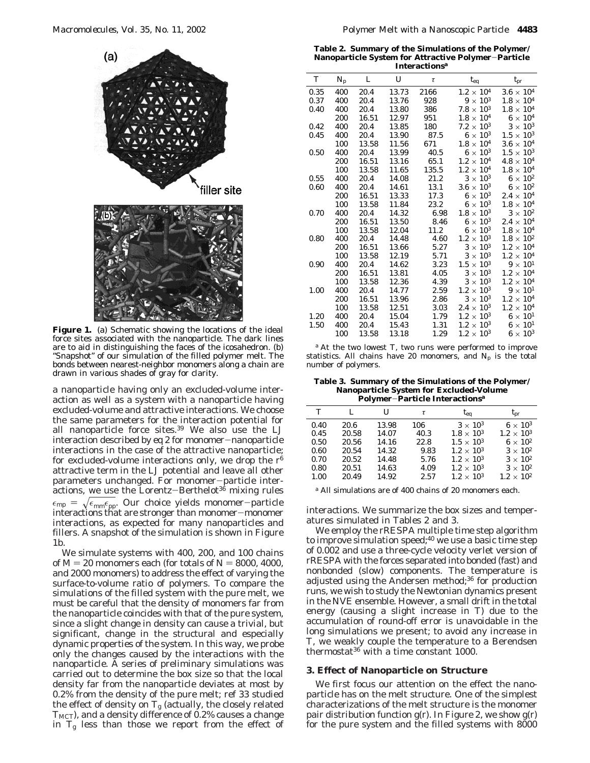**Figure 1.** (a) Schematic showing the locations of the ideal force sites associated with the nanoparticle. The dark lines are to aid in distinguishing the faces of the icosahedron. (b) "Snapshot" of our simulation of the filled polymer melt. The bonds between nearest-neighbor monomers along a chain are drawn in various shades of gray for clarity.

a nanoparticle having only an excluded-volume interaction as well as a system with a nanoparticle having excluded-volume and attractive interactions. We choose the same parameters for the interaction potential for all nanoparticle force sites.[39] We also use the LJ interaction described by eq 2 for monomer–nanoparticle interactions in the case of the attractive nanoparticle; for excluded-volume interactions only, we drop the $r^6$ attractive term in the LJ potential and leave all other parameters unchanged. For monomer–particle interactions, we use the Lorentz–Berthelot[36] mixing rules $\epsilon_{mp} = \sqrt{\epsilon_{mm}\epsilon_{pp}}$. Our choice yields monomer–particle interactions that are stronger than monomer–monomer interactions, as expected for many nanoparticles and fillers. A snapshot of the simulation is shown in Figure 1b.

We simulate systems with 400, 200, and 100 chains of $M = 20$ monomers each (for totals of $N = 8000$, 4000, and 2000 monomers) to address the effect of varying the surface-to-volume ratio of polymers. To compare the simulations of the filled system with the pure melt, we must be careful that the density of monomers far from the nanoparticle coincides with that of the pure system, since a slight change in density can cause a trivial, but significant, change in the structural and especially dynamic properties of the system. In this way, we probe only the changes caused by the interactions with the nanoparticle. A series of preliminary simulations was carried out to determine the box size so that the local density far from the nanoparticle deviates at most by 0.2% from the density of the pure melt; ref 33 studied the effect of density on $T_g$ (actually, the closely related $T_{MCT}$), and a density difference of 0.2% causes a change in $T_g$ less than those we report from the effect of

**Table 2. Summary of the Simulations of the Polymer/Nanoparticle System for Attractive Polymer–Particle Interactions**[a]

| $T$ | $N_p$ | $L$ | $U$ | $\tau$ | $t_{eq}$ | $t_{pr}$ |
|---|---|---|---|---|---|---|
| 0.35 | 400 | 20.4 | 13.73 | 2166 | $1.2 \times 10^4$ | $3.6 \times 10^4$ |
| 0.37 | 400 | 20.4 | 13.76 | 928 | $9 \times 10^3$ | $1.8 \times 10^4$ |
| 0.40 | 400 | 20.4 | 13.80 | 386 | $7.8 \times 10^3$ | $1.8 \times 10^4$ |
| | 200 | 16.51 | 12.97 | 951 | $1.8 \times 10^4$ | $6 \times 10^4$ |
| 0.42 | 400 | 20.4 | 13.85 | 180 | $7.2 \times 10^3$ | $3 \times 10^3$ |
| 0.45 | 400 | 20.4 | 13.90 | 87.5 | $6 \times 10^3$ | $1.5 \times 10^3$ |
| | 100 | 13.58 | 11.56 | 671 | $1.8 \times 10^4$ | $3.6 \times 10^4$ |
| 0.50 | 400 | 20.4 | 13.99 | 40.5 | $6 \times 10^3$ | $1.5 \times 10^3$ |
| | 200 | 16.51 | 13.16 | 65.1 | $1.2 \times 10^4$ | $4.8 \times 10^4$ |
| | 100 | 13.58 | 11.65 | 135.5 | $1.2 \times 10^4$ | $1.8 \times 10^4$ |
| 0.55 | 400 | 20.4 | 14.08 | 21.2 | $3 \times 10^3$ | $6 \times 10^2$ |
| 0.60 | 400 | 20.4 | 14.61 | 13.1 | $3.6 \times 10^3$ | $6 \times 10^2$ |
| | 200 | 16.51 | 13.33 | 17.3 | $6 \times 10^3$ | $2.4 \times 10^4$ |
| | 100 | 13.58 | 11.84 | 23.2 | $6 \times 10^3$ | $1.8 \times 10^4$ |
| 0.70 | 400 | 20.4 | 14.32 | 6.98 | $1.8 \times 10^3$ | $3 \times 10^2$ |
| | 200 | 16.51 | 13.50 | 8.46 | $6 \times 10^3$ | $2.4 \times 10^4$ |
| | 100 | 13.58 | 12.04 | 11.2 | $6 \times 10^3$ | $1.8 \times 10^4$ |
| 0.80 | 400 | 20.4 | 14.48 | 4.60 | $1.2 \times 10^3$ | $1.8 \times 10^2$ |
| | 200 | 16.51 | 13.66 | 5.27 | $3 \times 10^3$ | $1.2 \times 10^4$ |
| | 100 | 13.58 | 12.19 | 5.71 | $3 \times 10^3$ | $1.2 \times 10^4$ |
| 0.90 | 400 | 20.4 | 14.62 | 3.23 | $1.5 \times 10^3$ | $9 \times 10^1$ |
| | 200 | 16.51 | 13.81 | 4.05 | $3 \times 10^3$ | $1.2 \times 10^4$ |
| | 100 | 13.58 | 12.36 | 4.39 | $3 \times 10^3$ | $1.2 \times 10^4$ |
| 1.00 | 400 | 20.4 | 14.77 | 2.59 | $1.2 \times 10^3$ | $9 \times 10^1$ |
| | 200 | 16.51 | 13.96 | 2.86 | $3 \times 10^3$ | $1.2 \times 10^4$ |
| | 100 | 13.58 | 12.51 | 3.03 | $2.4 \times 10^3$ | $1.2 \times 10^4$ |
| 1.20 | 400 | 20.4 | 15.04 | 1.79 | $1.2 \times 10^3$ | $6 \times 10^1$ |
| 1.50 | 400 | 20.4 | 15.43 | 1.31 | $1.2 \times 10^3$ | $6 \times 10^1$ |
| | 100 | 13.58 | 13.18 | 1.29 | $1.2 \times 10^3$ | $6 \times 10^3$ |

[a] At the two lowest $T$, two runs were performed to improve statistics. All chains have 20 monomers, and $N_p$ is the total number of polymers.

**Table 3. Summary of the Simulations of the Polymer/Nanoparticle System for Excluded-Volume Polymer–Particle Interactions**[a]

| $T$ | $L$ | $U$ | $\tau$ | $t_{eq}$ | $t_{pr}$ |
|---|---|---|---|---|---|
| 0.40 | 20.6 | 13.98 | 106 | $3 \times 10^3$ | $6 \times 10^3$ |
| 0.45 | 20.58 | 14.07 | 40.3 | $1.8 \times 10^3$ | $1.2 \times 10^3$ |
| 0.50 | 20.56 | 14.16 | 22.8 | $1.5 \times 10^3$ | $6 \times 10^2$ |
| 0.60 | 20.54 | 14.32 | 9.83 | $1.2 \times 10^3$ | $3 \times 10^2$ |
| 0.70 | 20.52 | 14.48 | 5.76 | $1.2 \times 10^3$ | $3 \times 10^2$ |
| 0.80 | 20.51 | 14.63 | 4.09 | $1.2 \times 10^3$ | $3 \times 10^2$ |
| 1.00 | 20.49 | 14.92 | 2.57 | $1.2 \times 10^3$ | $1.2 \times 10^2$ |

[a] All simulations are of 400 chains of 20 monomers each.

interactions. We summarize the box sizes and temperatures simulated in Tables 2 and 3.

We employ the rRESPA multiple time step algorithm to improve simulation speed;[40] we use a basic time step of 0.002 and use a three-cycle velocity verlet version of rRESPA with the forces separated into bonded (fast) and nonbonded (slow) components. The temperature is adjusted using the Andersen method;[36] for production runs, we wish to study the Newtonian dynamics present in the NVE ensemble. However, a small drift in the total energy (causing a slight increase in $T$) due to the accumulation of round-off error is unavoidable in the long simulations we present; to avoid any increase in $T$, we weakly couple the temperature to a Berendsen thermostat[36] with a time constant 1000.

## 3. Effect of Nanoparticle on Structure

We first focus our attention on the effect the nanoparticle has on the melt structure. One of the simplest characterizations of the melt structure is the monomer pair distribution function $g(r)$. In Figure 2, we show $g(r)$ for the pure system and the filled systems with 8000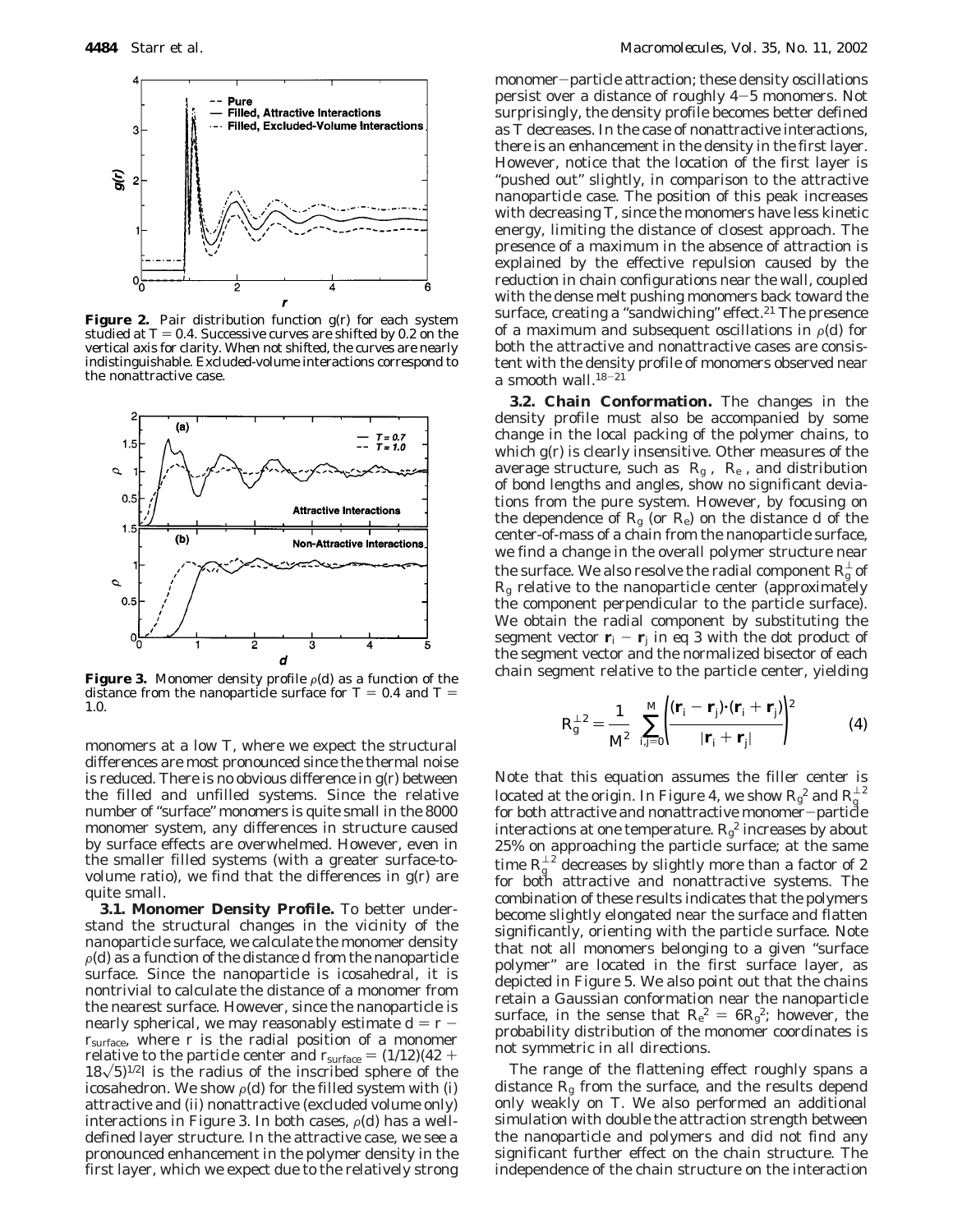**Figure 2.** Pair distribution function g(r) for each system studied at $T = 0.4$. Successive curves are shifted by 0.2 on the vertical axis for clarity. When not shifted, the curves are nearly indistinguishable. Excluded-volume interactions correspond to the nonattractive case.

**Figure 3.** Monomer density profile $\rho(d)$ as a function of the distance from the nanoparticle surface for $T = 0.4$ and $T = 1.0$.

monomers at a low T, where we expect the structural differences are most pronounced since the thermal noise is reduced. There is no obvious difference in g(r) between the filled and unfilled systems. Since the relative number of "surface" monomers is quite small in the 8000 monomer system, any differences in structure caused by surface effects are overwhelmed. However, even in the smaller filled systems (with a greater surface-to-volume ratio), we find that the differences in g(r) are quite small.

**3.1. Monomer Density Profile.** To better understand the structural changes in the vicinity of the nanoparticle surface, we calculate the monomer density $\rho(d)$ as a function of the distance d from the nanoparticle surface. Since the nanoparticle is icosahedral, it is nontrivial to calculate the distance of a monomer from the nearest surface. However, since the nanoparticle is nearly spherical, we may reasonably estimate $d = r - r_{surface}$, where r is the radial position of a monomer relative to the particle center and $r_{surface} = (1/12)(42 + 18\sqrt{5})^{1/2}l$ is the radius of the inscribed sphere of the icosahedron. We show $\rho(d)$ for the filled system with (i) attractive and (ii) nonattractive (excluded volume only) interactions in Figure 3. In both cases, $\rho(d)$ has a well-defined layer structure. In the attractive case, we see a pronounced enhancement in the polymer density in the first layer, which we expect due to the relatively strong monomer–particle attraction; these density oscillations persist over a distance of roughly 4–5 monomers. Not surprisingly, the density profile becomes better defined as T decreases. In the case of nonattractive interactions, there is an enhancement in the density in the first layer. However, notice that the location of the first layer is "pushed out" slightly, in comparison to the attractive nanoparticle case. The position of this peak increases with decreasing T, since the monomers have less kinetic energy, limiting the distance of closest approach. The presence of a maximum in the absence of attraction is explained by the effective repulsion caused by the reduction in chain configurations near the wall, coupled with the dense melt pushing monomers back toward the surface, creating a "sandwiching" effect.[21] The presence of a maximum and subsequent oscillations in $\rho(d)$ for both the attractive and nonattractive cases are consistent with the density profile of monomers observed near a smooth wall.[18–21]

**3.2. Chain Conformation.** The changes in the density profile must also be accompanied by some change in the local packing of the polymer chains, to which g(r) is clearly insensitive. Other measures of the average structure, such as $R_g$, $R_e$, and distribution of bond lengths and angles, show no significant deviations from the pure system. However, by focusing on the dependence of $R_g$ (or $R_e$) on the distance d of the center-of-mass of a chain from the nanoparticle surface, we find a change in the overall polymer structure near the surface. We also resolve the radial component $R_g^{\perp}$ of $R_g$ relative to the nanoparticle center (approximately the component perpendicular to the particle surface). We obtain the radial component by substituting the segment vector $\mathbf{r}_i - \mathbf{r}_j$ in eq 3 with the dot product of the segment vector and the normalized bisector of each chain segment relative to the particle center, yielding

$$R_g^{\perp 2} = \frac{1}{M^2} \sum_{i,j=0}^{M} \left( \frac{(\mathbf{r}_i - \mathbf{r}_j)\cdot(\mathbf{r}_i + \mathbf{r}_j)}{|\mathbf{r}_i + \mathbf{r}_j|} \right)^2 \qquad (4)$$

Note that this equation assumes the filler center is located at the origin. In Figure 4, we show $R_g^2$ and $R_g^{\perp 2}$ for both attractive and nonattractive monomer–particle interactions at one temperature. $R_g^2$ increases by about 25% on approaching the particle surface; at the same time $R_g^{\perp 2}$ decreases by slightly more than a factor of 2 for both attractive and nonattractive systems. The combination of these results indicates that the polymers become slightly elongated near the surface and flatten significantly, orienting with the particle surface. Note that not all monomers belonging to a given "surface polymer" are located in the first surface layer, as depicted in Figure 5. We also point out that the chains retain a Gaussian conformation near the nanoparticle surface, in the sense that $R_e^2 = 6R_g^2$; however, the probability distribution of the monomer coordinates is not symmetric in all directions.

The range of the flattening effect roughly spans a distance $R_g$ from the surface, and the results depend only weakly on T. We also performed an additional simulation with double the attraction strength between the nanoparticle and polymers and did not find any significant further effect on the chain structure. The independence of the chain structure on the interaction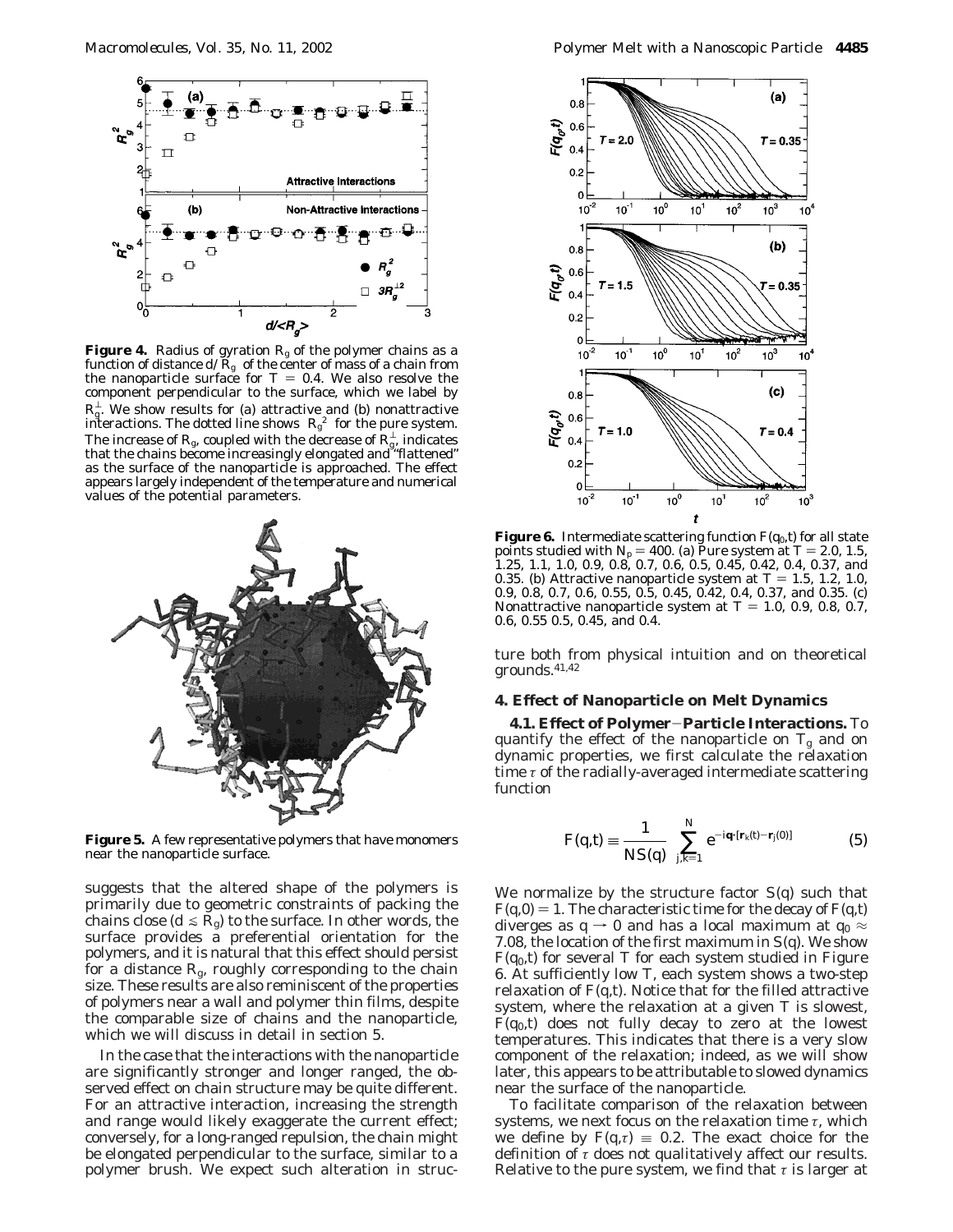**Figure 4.** Radius of gyration $R_g$ of the polymer chains as a function of distance $d/R_g$ of the center of mass of a chain from the nanoparticle surface for $T = 0.4$. We also resolve the component perpendicular to the surface, which we label by $R_g^{\perp}$. We show results for (a) attractive and (b) nonattractive interactions. The dotted line shows $R_g^2$ for the pure system. The increase of $R_g$, coupled with the decrease of $R_g^{\perp}$, indicates that the chains become increasingly elongated and "flattened" as the surface of the nanoparticle is approached. The effect appears largely independent of the temperature and numerical values of the potential parameters.

**Figure 5.** A few representative polymers that have monomers near the nanoparticle surface.

suggests that the altered shape of the polymers is primarily due to geometric constraints of packing the chains close ($d \lesssim R_g$) to the surface. In other words, the surface provides a preferential orientation for the polymers, and it is natural that this effect should persist for a distance $R_g$, roughly corresponding to the chain size. These results are also reminiscent of the properties of polymers near a wall and polymer thin films, despite the comparable size of chains and the nanoparticle, which we will discuss in detail in section 5.

In the case that the interactions with the nanoparticle are significantly stronger and longer ranged, the observed effect on chain structure may be quite different. For an attractive interaction, increasing the strength and range would likely exaggerate the current effect; conversely, for a long-ranged repulsion, the chain might be elongated perpendicular to the surface, similar to a polymer brush. We expect such alteration in structure both from physical intuition and on theoretical grounds.[41,42]

**Figure 6.** Intermediate scattering function $F(q_0,t)$ for all state points studied with $N_p = 400$. (a) Pure system at $T = 2.0$, 1.5, 1.25, 1.1, 1.0, 0.9, 0.8, 0.7, 0.6, 0.5, 0.45, 0.42, 0.4, 0.37, and 0.35. (b) Attractive nanoparticle system at $T = 1.5$, 1.2, 1.0, 0.9, 0.8, 0.7, 0.6, 0.55, 0.5, 0.45, 0.42, 0.4, 0.37, and 0.35. (c) Nonattractive nanoparticle system at $T = 1.0$, 0.9, 0.8, 0.7, 0.6, 0.55 0.5, 0.45, and 0.4.

## 4. Effect of Nanoparticle on Melt Dynamics

**4.1. Effect of Polymer−Particle Interactions.** To quantify the effect of the nanoparticle on $T_g$ and on dynamic properties, we first calculate the relaxation time $\tau$ of the radially-averaged intermediate scattering function

$$F(q,t) \equiv \frac{1}{NS(q)} \sum_{j,k=1}^{N} e^{-i\mathbf{q}\cdot[\mathbf{r}_k(t)-\mathbf{r}_j(0)]} \tag{5}$$

We normalize by the structure factor $S(q)$ such that $F(q,0) = 1$. The characteristic time for the decay of $F(q,t)$ diverges as $q \to 0$ and has a local maximum at $q_0 \approx 7.08$, the location of the first maximum in $S(q)$. We show $F(q_0,t)$ for several $T$ for each system studied in Figure 6. At sufficiently low $T$, each system shows a two-step relaxation of $F(q,t)$. Notice that for the filled attractive system, where the relaxation at a given $T$ is slowest, $F(q_0,t)$ does not fully decay to zero at the lowest temperatures. This indicates that there is a very slow component of the relaxation; indeed, as we will show later, this appears to be attributable to slowed dynamics near the surface of the nanoparticle.

To facilitate comparison of the relaxation between systems, we next focus on the relaxation time $\tau$, which we define by $F(q,\tau) \equiv 0.2$. The exact choice for the definition of $\tau$ does not qualitatively affect our results. Relative to the pure system, we find that $\tau$ is larger at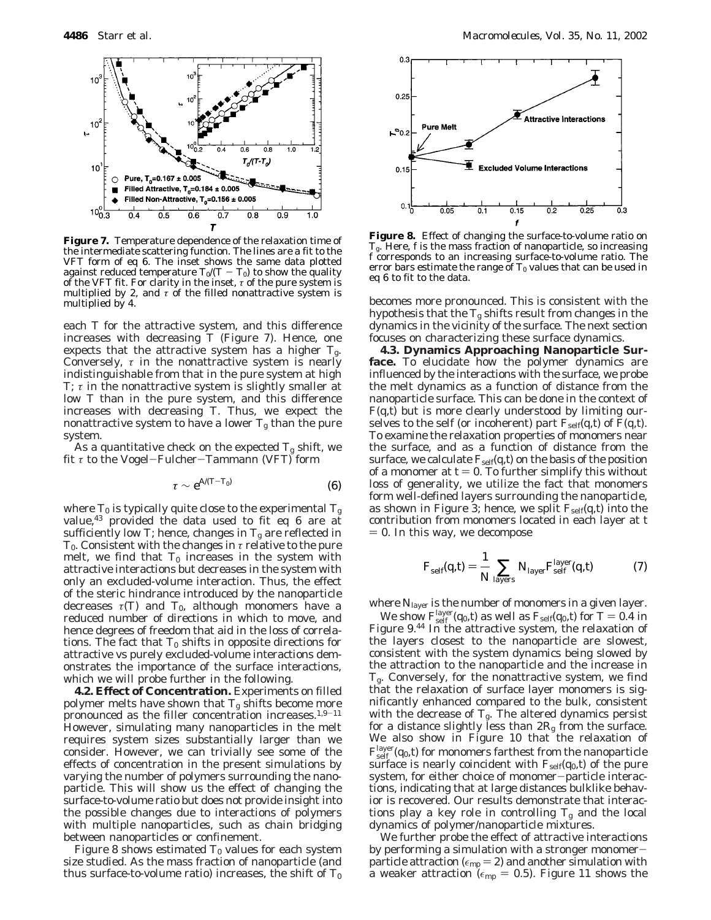**Figure 7.** Temperature dependence of the relaxation time of the intermediate scattering function. The lines are a fit to the VFT form of eq 6. The inset shows the same data plotted against reduced temperature $T_0/(T - T_0)$ to show the quality of the VFT fit. For clarity in the inset, $\tau$ of the pure system is multiplied by 2, and $\tau$ of the filled nonattractive system is multiplied by 4.

each $T$ for the attractive system, and this difference increases with decreasing $T$ (Figure 7). Hence, one expects that the attractive system has a higher $T_g$. Conversely, $\tau$ in the nonattractive system is nearly indistinguishable from that in the pure system at high $T$; $\tau$ in the nonattractive system is slightly smaller at low $T$ than in the pure system, and this difference increases with decreasing $T$. Thus, we expect the nonattractive system to have a lower $T_g$ than the pure system.

As a quantitative check on the expected $T_g$ shift, we fit $\tau$ to the Vogel–Fulcher–Tammann (VFT) form

$$\tau \sim e^{A/(T-T_0)} \tag{6}$$

where $T_0$ is typically quite close to the experimental $T_g$ value,[43] provided the data used to fit eq 6 are at sufficiently low $T$; hence, changes in $T_g$ are reflected in $T_0$. Consistent with the changes in $\tau$ relative to the pure melt, we find that $T_0$ increases in the system with attractive interactions but decreases in the system with only an excluded-volume interaction. Thus, the effect of the steric hindrance introduced by the nanoparticle decreases $\tau(T)$ and $T_0$, although monomers have a reduced number of directions in which to move, and hence degrees of freedom that aid in the loss of correlations. The fact that $T_0$ shifts in opposite directions for attractive vs purely excluded-volume interactions demonstrates the importance of the surface interactions, which we will probe further in the following.

**4.2. Effect of Concentration.** Experiments on filled polymer melts have shown that $T_g$ shifts become more pronounced as the filler concentration increases.[1,9–11] However, simulating many nanoparticles in the melt requires system sizes substantially larger than we consider. However, we can trivially see some of the effects of concentration in the present simulations by varying the number of polymers surrounding the nanoparticle. This will show us the effect of changing the surface-to-volume ratio but does not provide insight into the possible changes due to interactions of polymers with multiple nanoparticles, such as chain bridging between nanoparticles or confinement.

Figure 8 shows estimated $T_0$ values for each system size studied. As the mass fraction of nanoparticle (and thus surface-to-volume ratio) increases, the shift of $T_0$ becomes more pronounced. This is consistent with the hypothesis that the $T_g$ shifts result from changes in the dynamics in the vicinity of the surface. The next section focuses on characterizing these surface dynamics.

**Figure 8.** Effect of changing the surface-to-volume ratio on $T_g$. Here, $f$ is the mass fraction of nanoparticle, so increasing $f$ corresponds to an increasing surface-to-volume ratio. The error bars estimate the range of $T_0$ values that can be used in eq 6 to fit to the data.

**4.3. Dynamics Approaching Nanoparticle Surface.** To elucidate how the polymer dynamics are influenced by the interactions with the surface, we probe the melt dynamics as a function of distance from the nanoparticle surface. This can be done in the context of $F(q,t)$ but is more clearly understood by limiting ourselves to the self (or incoherent) part $F_{self}(q,t)$ of $F(q,t)$. To examine the relaxation properties of monomers near the surface, and as a function of distance from the surface, we calculate $F_{self}(q,t)$ on the basis of the position of a monomer at $t = 0$. To further simplify this without loss of generality, we utilize the fact that monomers form well-defined layers surrounding the nanoparticle, as shown in Figure 3; hence, we split $F_{self}(q,t)$ into the contribution from monomers located in each layer at $t = 0$. In this way, we decompose

$$F_{self}(q,t) = \frac{1}{N} \sum_{layers} N_{layer} F_{self}^{layer}(q,t) \tag{7}$$

where $N_{layer}$ is the number of monomers in a given layer.

We show $F_{self}^{layer}(q_0,t)$ as well as $F_{self}(q_0,t)$ for $T = 0.4$ in Figure 9.[44] In the attractive system, the relaxation of the layers closest to the nanoparticle are slowest, consistent with the system dynamics being slowed by the attraction to the nanoparticle and the increase in $T_g$. Conversely, for the nonattractive system, we find that the relaxation of surface layer monomers is significantly enhanced compared to the bulk, consistent with the decrease of $T_g$. The altered dynamics persist for a distance slightly less than $2R_g$ from the surface. We also show in Figure 10 that the relaxation of $F_{self}^{layer}(q_0,t)$ for monomers farthest from the nanoparticle surface is nearly coincident with $F_{self}(q_0,t)$ of the pure system, for either choice of monomer–particle interactions, indicating that at large distances bulklike behavior is recovered. Our results demonstrate that interactions play a key role in controlling $T_g$ and the local dynamics of polymer/nanoparticle mixtures.

We further probe the effect of attractive interactions by performing a simulation with a stronger monomer–particle attraction ($\epsilon_{mp} = 2$) and another simulation with a weaker attraction ($\epsilon_{mp} = 0.5$). Figure 11 shows the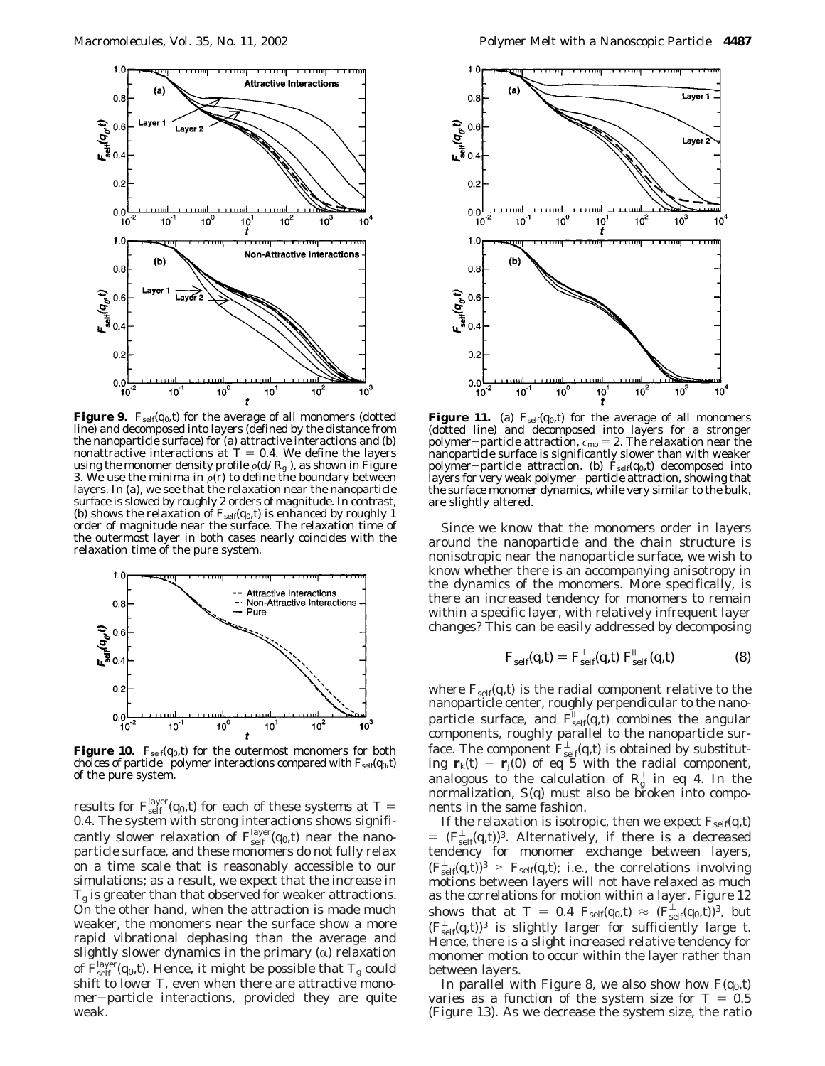**Figure 9.** $F_{self}(q_0,t)$ for the average of all monomers (dotted line) and decomposed into layers (defined by the distance from the nanoparticle surface) for (a) attractive interactions and (b) nonattractive interactions at $T = 0.4$. We define the layers using the monomer density profile $\rho(d/R_g)$, as shown in Figure 3. We use the minima in $\rho(r)$ to define the boundary between layers. In (a), we see that the relaxation near the nanoparticle surface is slowed by roughly 2 orders of magnitude. In contrast, (b) shows the relaxation of $F_{self}(q_0,t)$ is enhanced by roughly 1 order of magnitude near the surface. The relaxation time of the outermost layer in both cases nearly coincides with the relaxation time of the pure system.

**Figure 10.** $F_{self}(q_0,t)$ for the outermost monomers for both choices of particle–polymer interactions compared with $F_{self}(q_0,t)$ of the pure system.

results for $F^{layer}_{self}(q_0,t)$ for each of these systems at $T = 0.4$. The system with strong interactions shows significantly slower relaxation of $F^{layer}_{self}(q_0,t)$ near the nanoparticle surface, and these monomers do not fully relax on a time scale that is reasonably accessible to our simulations; as a result, we expect that the increase in $T_g$ is greater than that observed for weaker attractions. On the other hand, when the attraction is made much weaker, the monomers near the surface show a more rapid vibrational dephasing than the average and slightly slower dynamics in the primary ($\alpha$) relaxation of $F^{layer}_{self}(q_0,t)$. Hence, it might be possible that $T_g$ could shift to lower $T$, even when there are attractive monomer–particle interactions, provided they are quite weak.

**Figure 11.** (a) $F_{self}(q_0,t)$ for the average of all monomers (dotted line) and decomposed into layers for a stronger polymer–particle attraction, $\epsilon_{mp} = 2$. The relaxation near the nanoparticle surface is significantly slower than with weaker polymer–particle attraction. (b) $F_{self}(q_0,t)$ decomposed into layers for very weak polymer–particle attraction, showing that the surface monomer dynamics, while very similar to the bulk, are slightly altered.

Since we know that the monomers order in layers around the nanoparticle and the chain structure is nonisotropic near the nanoparticle surface, we wish to know whether there is an accompanying anisotropy in the dynamics of the monomers. More specifically, is there an increased tendency for monomers to remain within a specific layer, with relatively infrequent layer changes? This can be easily addressed by decomposing

$$F_{self}(q,t) = F^{\perp}_{self}(q,t)\, F^{\parallel}_{self}(q,t) \tag{8}$$

where $F^{\perp}_{self}(q,t)$ is the radial component relative to the nanoparticle center, roughly perpendicular to the nanoparticle surface, and $F^{\parallel}_{self}(q,t)$ combines the angular components, roughly parallel to the nanoparticle surface. The component $F^{\perp}_{self}(q,t)$ is obtained by substituting $\mathbf{r}_k(t) - \mathbf{r}_j(0)$ of eq 5 with the radial component, analogous to the calculation of $R^{\perp}_g$ in eq 4. In the normalization, $S(q)$ must also be broken into components in the same fashion.

If the relaxation is isotropic, then we expect $F_{self}(q,t) = (F^{\perp}_{self}(q,t))^3$. Alternatively, if there is a decreased tendency for monomer exchange between layers, $(F^{\perp}_{self}(q,t))^3 > F_{self}(q,t)$; i.e., the correlations involving motions between layers will not have relaxed as much as the correlations for motion within a layer. Figure 12 shows that at $T = 0.4$ $F_{self}(q_0,t) \approx (F^{\perp}_{self}(q_0,t))^3$, but $(F^{\perp}_{self}(q,t))^3$ is slightly larger for sufficiently large $t$. Hence, there is a slight increased relative tendency for monomer motion to occur within the layer rather than between layers.

In parallel with Figure 8, we also show how $F(q_0,t)$ varies as a function of the system size for $T = 0.5$ (Figure 13). As we decrease the system size, the ratio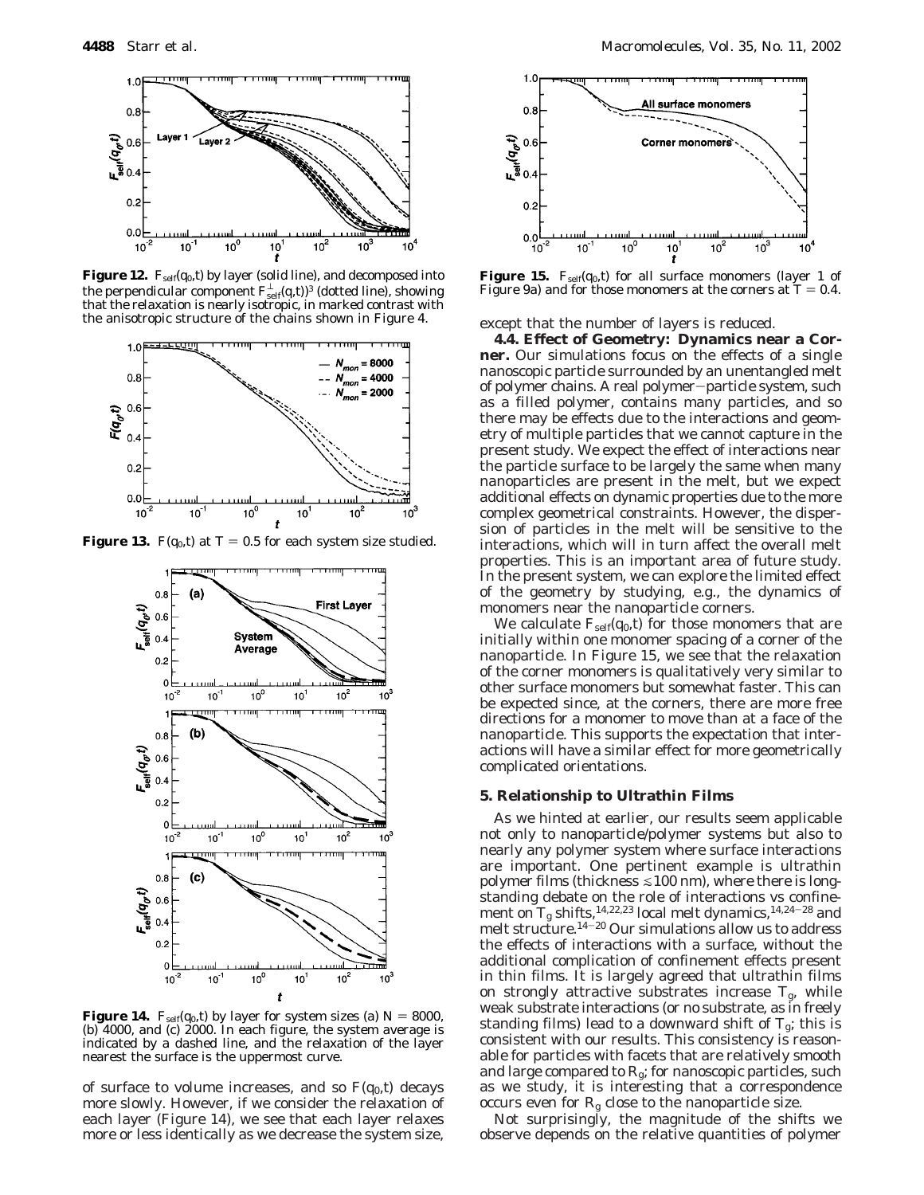**Figure 12.** $F_{self}(q_0,t)$ by layer (solid line), and decomposed into the perpendicular component $F^{\perp}_{self}(q,t))^3$ (dotted line), showing that the relaxation is nearly isotropic, in marked contrast with the anisotropic structure of the chains shown in Figure 4.

**Figure 13.** $F(q_0,t)$ at $T = 0.5$ for each system size studied.

**Figure 14.** $F_{self}(q_0,t)$ by layer for system sizes (a) $N = 8000$, (b) 4000, and (c) 2000. In each figure, the system average is indicated by a dashed line, and the relaxation of the layer nearest the surface is the uppermost curve.

of surface to volume increases, and so $F(q_0,t)$ decays more slowly. However, if we consider the relaxation of each layer (Figure 14), we see that each layer relaxes more or less identically as we decrease the system size, except that the number of layers is reduced.

**Figure 15.** $F_{self}(q_0,t)$ for all surface monomers (layer 1 of Figure 9a) and for those monomers at the corners at $T = 0.4$.

**4.4. Effect of Geometry: Dynamics near a Corner.** Our simulations focus on the effects of a single nanoscopic particle surrounded by an unentangled melt of polymer chains. A real polymer–particle system, such as a filled polymer, contains many particles, and so there may be effects due to the interactions and geometry of multiple particles that we cannot capture in the present study. We expect the effect of interactions near the particle surface to be largely the same when many nanoparticles are present in the melt, but we expect additional effects on dynamic properties due to the more complex geometrical constraints. However, the dispersion of particles in the melt will be sensitive to the interactions, which will in turn affect the overall melt properties. This is an important area of future study. In the present system, we can explore the limited effect of the geometry by studying, e.g., the dynamics of monomers near the nanoparticle corners.

We calculate $F_{self}(q_0,t)$ for those monomers that are initially within one monomer spacing of a corner of the nanoparticle. In Figure 15, we see that the relaxation of the corner monomers is qualitatively very similar to other surface monomers but somewhat faster. This can be expected since, at the corners, there are more free directions for a monomer to move than at a face of the nanoparticle. This supports the expectation that interactions will have a similar effect for more geometrically complicated orientations.

## 5. Relationship to Ultrathin Films

As we hinted at earlier, our results seem applicable not only to nanoparticle/polymer systems but also to nearly any polymer system where surface interactions are important. One pertinent example is ultrathin polymer films (thickness $\lesssim$100 nm), where there is long-standing debate on the role of interactions vs confinement on $T_g$ shifts,[14,22,23] local melt dynamics,[14,24–28] and melt structure.[14–20] Our simulations allow us to address the effects of interactions with a surface, without the additional complication of confinement effects present in thin films. It is largely agreed that ultrathin films on strongly attractive substrates increase $T_g$, while weak substrate interactions (or no substrate, as in freely standing films) lead to a downward shift of $T_g$; this is consistent with our results. This consistency is reasonable for particles with facets that are relatively smooth and large compared to $R_g$; for nanoscopic particles, such as we study, it is interesting that a correspondence occurs even for $R_g$ close to the nanoparticle size.

Not surprisingly, the magnitude of the shifts we observe depends on the relative quantities of polymer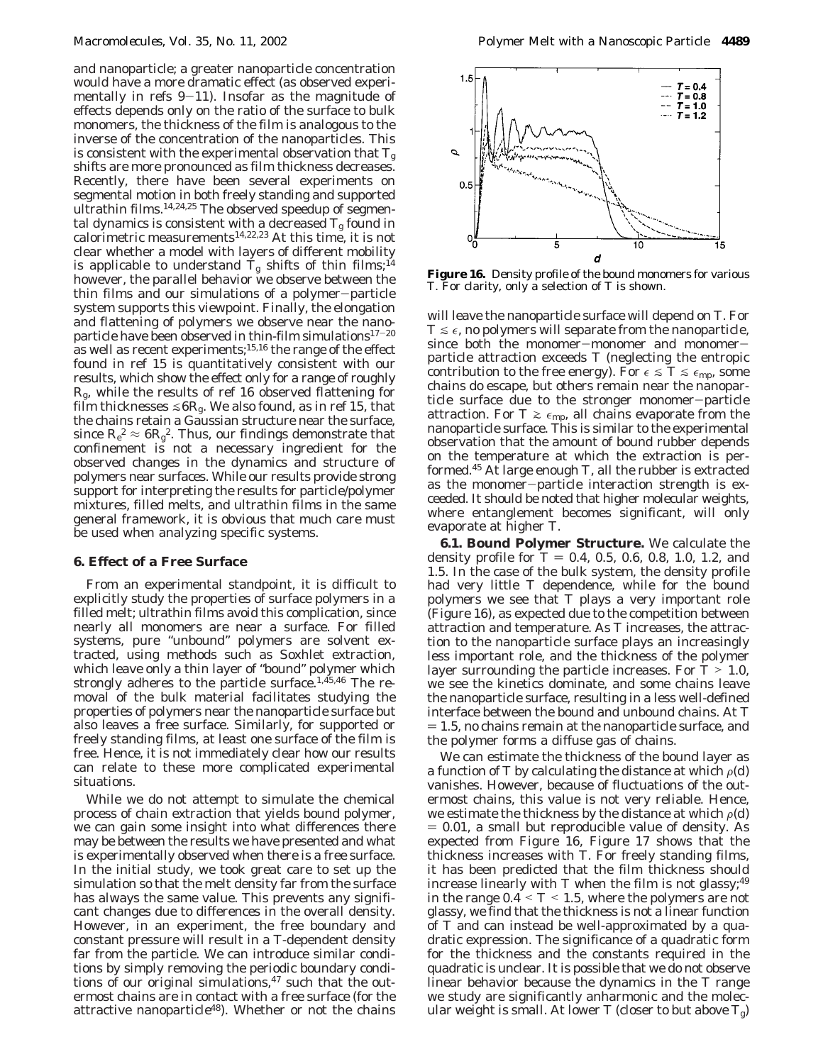and nanoparticle; a greater nanoparticle concentration would have a more dramatic effect (as observed experimentally in refs 9–11). Insofar as the magnitude of effects depends only on the ratio of the surface to bulk monomers, the thickness of the film is analogous to the inverse of the concentration of the nanoparticles. This is consistent with the experimental observation that $T_g$ shifts are more pronounced as film thickness decreases. Recently, there have been several experiments on segmental motion in both freely standing and supported ultrathin films.[14,24,25] The observed speedup of segmental dynamics is consistent with a decreased $T_g$ found in calorimetric measurements[14,22,23] At this time, it is not clear whether a model with layers of different mobility is applicable to understand $T_g$ shifts of thin films;[14] however, the parallel behavior we observe between the thin films and our simulations of a polymer–particle system supports this viewpoint. Finally, the elongation and flattening of polymers we observe near the nanoparticle have been observed in thin-film simulations[17–20] as well as recent experiments;[15,16] the range of the effect found in ref 15 is quantitatively consistent with our results, which show the effect only for a range of roughly $R_g$, while the results of ref 16 observed flattening for film thicknesses $\lesssim 6R_g$. We also found, as in ref 15, that the chains retain a Gaussian structure near the surface, since $R_e^2 \approx 6R_g^2$. Thus, our findings demonstrate that confinement is not a necessary ingredient for the observed changes in the dynamics and structure of polymers near surfaces. While our results provide strong support for interpreting the results for particle/polymer mixtures, filled melts, and ultrathin films in the same general framework, it is obvious that much care must be used when analyzing specific systems.

## 6. Effect of a Free Surface

From an experimental standpoint, it is difficult to explicitly study the properties of surface polymers in a filled melt; ultrathin films avoid this complication, since nearly all monomers are near a surface. For filled systems, pure "unbound" polymers are solvent extracted, using methods such as Soxhlet extraction, which leave only a thin layer of "bound" polymer which strongly adheres to the particle surface.[1,45,46] The removal of the bulk material facilitates studying the properties of polymers near the nanoparticle surface but also leaves a free surface. Similarly, for supported or freely standing films, at least one surface of the film is free. Hence, it is not immediately clear how our results can relate to these more complicated experimental situations.

While we do not attempt to simulate the chemical process of chain extraction that yields bound polymer, we can gain some insight into what differences there may be between the results we have presented and what is experimentally observed when there is a free surface. In the initial study, we took great care to set up the simulation so that the melt density far from the surface has always the same value. This prevents any significant changes due to differences in the overall density. However, in an experiment, the free boundary and constant pressure will result in a $T$-dependent density far from the particle. We can introduce similar conditions by simply removing the periodic boundary conditions of our original simulations,[47] such that the outermost chains are in contact with a free surface (for the attractive nanoparticle[48]). Whether or not the chains will leave the nanoparticle surface will depend on $T$. For $T \lesssim \epsilon$, no polymers will separate from the nanoparticle, since both the monomer–monomer and monomer–particle attraction exceeds $T$ (neglecting the entropic contribution to the free energy). For $\epsilon \lesssim T \lesssim \epsilon_{mp}$, some chains do escape, but others remain near the nanoparticle surface due to the stronger monomer–particle attraction. For $T \gtrsim \epsilon_{mp}$, all chains evaporate from the nanoparticle surface. This is similar to the experimental observation that the amount of bound rubber depends on the temperature at which the extraction is performed.[45] At large enough $T$, all the rubber is extracted as the monomer–particle interaction strength is exceeded. It should be noted that higher molecular weights, where entanglement becomes significant, will only evaporate at higher $T$.

Figure 16. Density profile of the bound monomers for various $T$. For clarity, only a selection of $T$ is shown.

**6.1. Bound Polymer Structure.** We calculate the density profile for $T = 0.4$, 0.5, 0.6, 0.8, 1.0, 1.2, and 1.5. In the case of the bulk system, the density profile had very little $T$ dependence, while for the bound polymers we see that $T$ plays a very important role (Figure 16), as expected due to the competition between attraction and temperature. As $T$ increases, the attraction to the nanoparticle surface plays an increasingly less important role, and the thickness of the polymer layer surrounding the particle increases. For $T > 1.0$, we see the kinetics dominate, and some chains leave the nanoparticle surface, resulting in a less well-defined interface between the bound and unbound chains. At $T = 1.5$, no chains remain at the nanoparticle surface, and the polymer forms a diffuse gas of chains.

We can estimate the thickness of the bound layer as a function of $T$ by calculating the distance at which $\rho(d)$ vanishes. However, because of fluctuations of the outermost chains, this value is not very reliable. Hence, we estimate the thickness by the distance at which $\rho(d) = 0.01$, a small but reproducible value of density. As expected from Figure 16, Figure 17 shows that the thickness increases with $T$. For freely standing films, it has been predicted that the film thickness should increase linearly with $T$ when the film is not glassy;[49] in the range $0.4 < T < 1.5$, where the polymers are not glassy, we find that the thickness is not a linear function of $T$ and can instead be well-approximated by a quadratic expression. The significance of a quadratic form for the thickness and the constants required in the quadratic is unclear. It is possible that we do not observe linear behavior because the dynamics in the $T$ range we study are significantly anharmonic and the molecular weight is small. At lower $T$ (closer to but above $T_g$)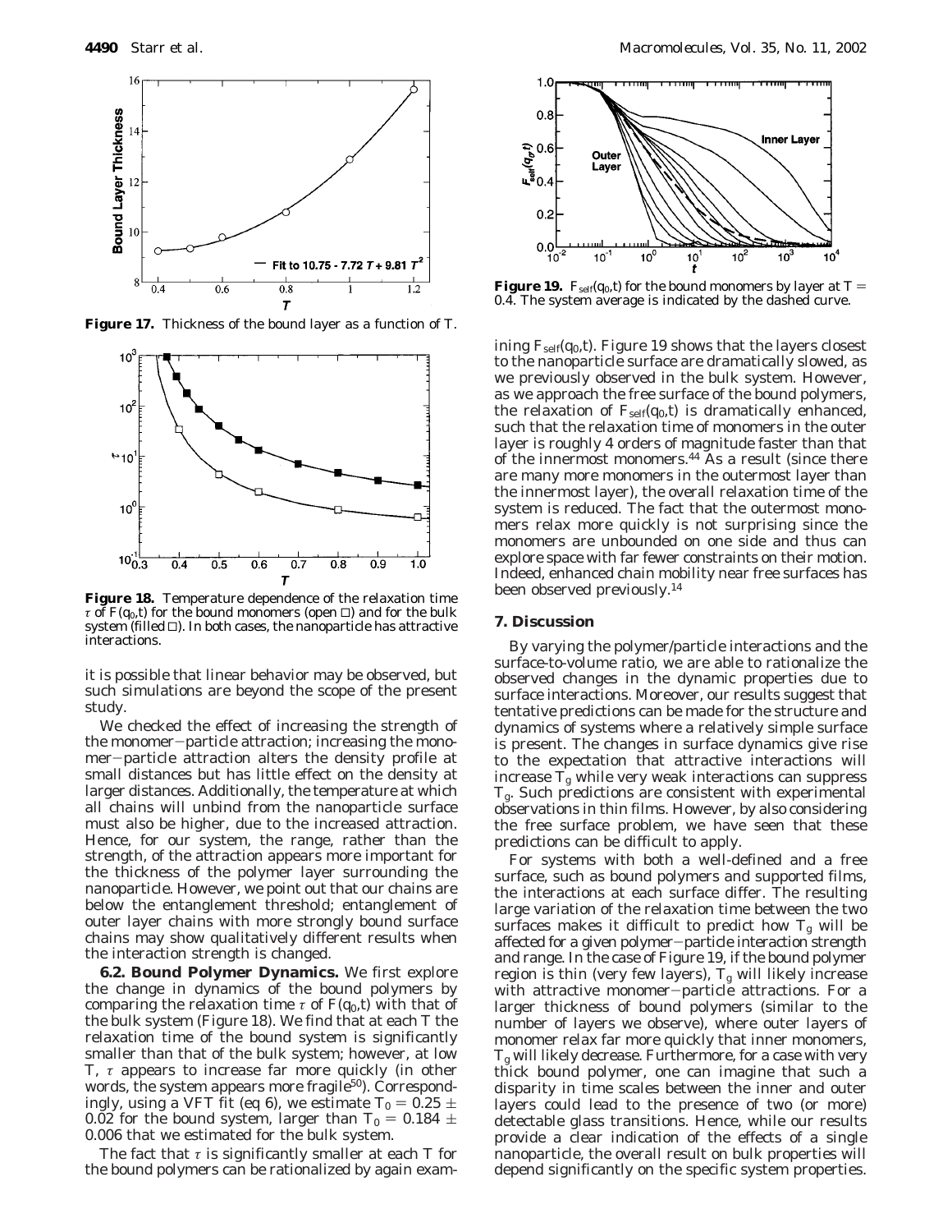**Figure 17.** Thickness of the bound layer as a function of $T$.

**Figure 18.** Temperature dependence of the relaxation time $\tau$ of $F(q_0,t)$ for the bound monomers (open □) and for the bulk system (filled ■). In both cases, the nanoparticle has attractive interactions.

it is possible that linear behavior may be observed, but such simulations are beyond the scope of the present study.

We checked the effect of increasing the strength of the monomer–particle attraction; increasing the monomer–particle attraction alters the density profile at small distances but has little effect on the density at larger distances. Additionally, the temperature at which all chains will unbind from the nanoparticle surface must also be higher, due to the increased attraction. Hence, for our system, the range, rather than the strength, of the attraction appears more important for the thickness of the polymer layer surrounding the nanoparticle. However, we point out that our chains are below the entanglement threshold; entanglement of outer layer chains with more strongly bound surface chains may show qualitatively different results when the interaction strength is changed.

**6.2. Bound Polymer Dynamics.** We first explore the change in dynamics of the bound polymers by comparing the relaxation time $\tau$ of $F(q_0,t)$ with that of the bulk system (Figure 18). We find that at each $T$ the relaxation time of the bound system is significantly smaller than that of the bulk system; however, at low $T$, $\tau$ appears to increase far more quickly (in other words, the system appears more fragile[50]). Correspondingly, using a VFT fit (eq 6), we estimate $T_0 = 0.25 \pm 0.02$ for the bound system, larger than $T_0 = 0.184 \pm 0.006$ that we estimated for the bulk system.

The fact that $\tau$ is significantly smaller at each $T$ for the bound polymers can be rationalized by again examining $F_{self}(q_0,t)$. Figure 19 shows that the layers closest to the nanoparticle surface are dramatically slowed, as we previously observed in the bulk system. However, as we approach the free surface of the bound polymers, the relaxation of $F_{self}(q_0,t)$ is dramatically enhanced, such that the relaxation time of monomers in the outer layer is roughly 4 orders of magnitude faster than that of the innermost monomers.[44] As a result (since there are many more monomers in the outermost layer than the innermost layer), the overall relaxation time of the system is reduced. The fact that the outermost monomers relax more quickly is not surprising since the monomers are unbounded on one side and thus can explore space with far fewer constraints on their motion. Indeed, enhanced chain mobility near free surfaces has been observed previously.[14]

**Figure 19.** $F_{self}(q_0,t)$ for the bound monomers by layer at $T = 0.4$. The system average is indicated by the dashed curve.

## 7. Discussion

By varying the polymer/particle interactions and the surface-to-volume ratio, we are able to rationalize the observed changes in the dynamic properties due to surface interactions. Moreover, our results suggest that tentative predictions can be made for the structure and dynamics of systems where a relatively simple surface is present. The changes in surface dynamics give rise to the expectation that attractive interactions will increase $T_g$ while very weak interactions can suppress $T_g$. Such predictions are consistent with experimental observations in thin films. However, by also considering the free surface problem, we have seen that these predictions can be difficult to apply.

For systems with both a well-defined and a free surface, such as bound polymers and supported films, the interactions at each surface differ. The resulting large variation of the relaxation time between the two surfaces makes it difficult to predict how $T_g$ will be affected for a given polymer–particle interaction strength and range. In the case of Figure 19, if the bound polymer region is thin (very few layers), $T_g$ will likely increase with attractive monomer–particle attractions. For a larger thickness of bound polymers (similar to the number of layers we observe), where outer layers of monomer relax far more quickly that inner monomers, $T_g$ will likely decrease. Furthermore, for a case with very thick bound polymer, one can imagine that such a disparity in time scales between the inner and outer layers could lead to the presence of two (or more) detectable glass transitions. Hence, while our results provide a clear indication of the effects of a single nanoparticle, the overall result on bulk properties will depend significantly on the specific system properties.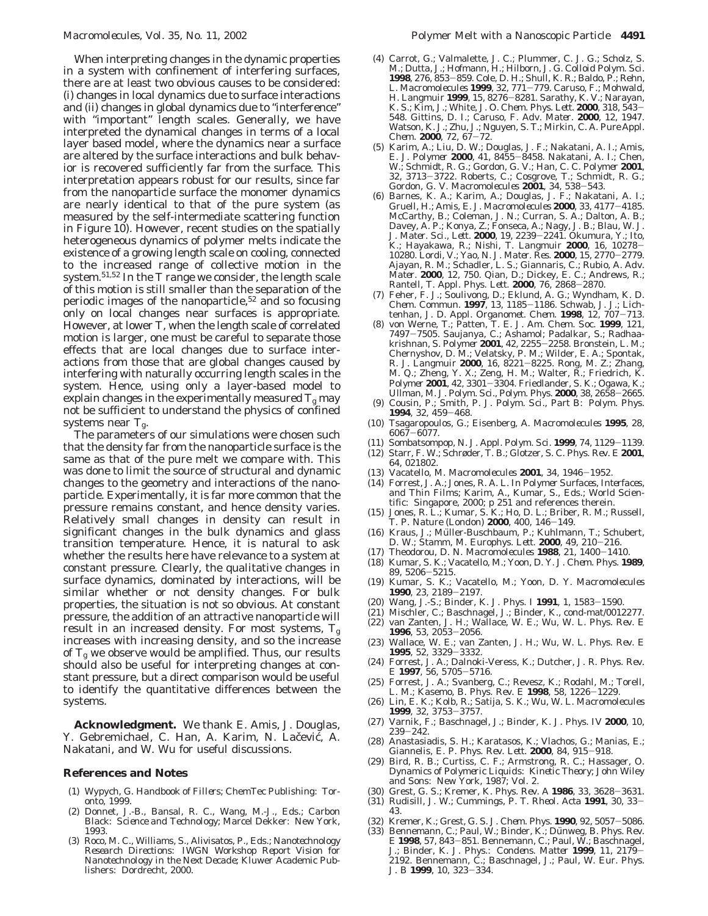When interpreting changes in the dynamic properties in a system with confinement of interfering surfaces, there are at least two obvious causes to be considered: (i) changes in local dynamics due to surface interactions and (ii) changes in global dynamics due to "interference" with "important" length scales. Generally, we have interpreted the dynamical changes in terms of a local layer based model, where the dynamics near a surface are altered by the surface interactions and bulk behavior is recovered sufficiently far from the surface. This interpretation appears robust for our results, since far from the nanoparticle surface the monomer dynamics are nearly identical to that of the pure system (as measured by the self-intermediate scattering function in Figure 10). However, recent studies on the spatially heterogeneous dynamics of polymer melts indicate the existence of a growing length scale on cooling, connected to the increased range of collective motion in the system.[51,52] In the $T$ range we consider, the length scale of this motion is still smaller than the separation of the periodic images of the nanoparticle,[52] and so focusing only on local changes near surfaces is appropriate. However, at lower $T$, when the length scale of correlated motion is larger, one must be careful to separate those effects that are local changes due to surface interactions from those that are global changes caused by interfering with naturally occurring length scales in the system. Hence, using only a layer-based model to explain changes in the experimentally measured $T_g$ may not be sufficient to understand the physics of confined systems near $T_g$.

The parameters of our simulations were chosen such that the density far from the nanoparticle surface is the same as that of the pure melt we compare with. This was done to limit the source of structural and dynamic changes to the geometry and interactions of the nanoparticle. Experimentally, it is far more common that the pressure remains constant, and hence density varies. Relatively small changes in density can result in significant changes in the bulk dynamics and glass transition temperature. Hence, it is natural to ask whether the results here have relevance to a system at constant pressure. Clearly, the qualitative changes in surface dynamics, dominated by interactions, will be similar whether or not density changes. For bulk properties, the situation is not so obvious. At constant pressure, the addition of an attractive nanoparticle will result in an increased density. For most systems, $T_g$ increases with increasing density, and so the increase of $T_g$ we observe would be amplified. Thus, our results should also be useful for interpreting changes at constant pressure, but a direct comparison would be useful to identify the quantitative differences between the systems.

**Acknowledgment.** We thank E. Amis, J. Douglas, Y. Gebremichael, C. Han, A. Karim, N. Lačević, A. Nakatani, and W. Wu for useful discussions.

## References and Notes

(1) Wypych, G. *Handbook of Fillers*; ChemTec Publishing: Toronto, 1999.
(2) Donnet, J.-B., Bansal, R. C., Wang, M.-J., Eds.; *Carbon Black: Science and Technology*; Marcel Dekker: New York, 1993.
(3) Roco, M. C., Williams, S., Alivisatos, P., Eds.; *Nanotechnology Research Directions: IWGN Workshop Report Vision for Nanotechnology in the Next Decade*; Kluwer Academic Publishers: Dordrecht, 2000.
(4) Carrot, G.; Valmalette, J. C.; Plummer, C. J. G.; Scholz, S. M.; Dutta, J.; Hofmann, H.; Hilborn, J. G. *Colloid Polym. Sci.* **1998**, *276*, 853–859. Cole, D. H.; Shull, K. R.; Baldo, P.; Rehn, L. *Macromolecules* **1999**, *32*, 771–779. Caruso, F.; Mohwald, H. *Langmuir* **1999**, *15*, 8276–8281. Sarathy, K. V.; Narayan, K. S.; Kim, J.; White, J. O. *Chem. Phys. Lett.* **2000**, *318*, 543–548. Gittins, D. I.; Caruso, F. *Adv. Mater.* **2000**, *12*, 1947. Watson, K. J.; Zhu, J.; Nguyen, S. T.; Mirkin, C. A. *Pure Appl. Chem.* **2000**, *72*, 67–72.
(5) Karim, A.; Liu, D. W.; Douglas, J. F.; Nakatani, A. I.; Amis, E. J. *Polymer* **2000**, *41*, 8455–8458. Nakatani, A. I.; Chen, W.; Schmidt, R. G.; Gordon, G. V.; Han, C. C. *Polymer* **2001**, *32*, 3713–3722. Roberts, C.; Cosgrove, T.; Schmidt, R. G.; Gordon, G. V. *Macromolecules* **2001**, *34*, 538–543.
(6) Barnes, K. A.; Karim, A.; Douglas, J. F.; Nakatani, A. I.; Gruell, H.; Amis, E. J. *Macromolecules* **2000**, *33*, 4177–4185. McCarthy, B.; Coleman, J. N.; Curran, S. A.; Dalton, A. B.; Davey, A. P.; Konya, Z.; Fonseca, A.; Nagy, J. B.; Blau, W. J. *J. Mater. Sci., Lett.* **2000**, *19*, 2239–2241. Okumura, Y.; Ito, K.; Hayakawa, R.; Nishi, T. *Langmuir* **2000**, *16*, 10278–10280. Lordi, V.; Yao, N. *J. Mater. Res.* **2000**, *15*, 2770–2779. Ajayan, R. M.; Schadler, L. S.; Giannaris, C.; Rubio, A. *Adv. Mater.* **2000**, *12*, 750. Qian, D.; Dickey, E. C.; Andrews, R.; Rantell, T. *Appl. Phys. Lett.* **2000**, *76*, 2868–2870.
(7) Feher, F. J.; Soulivong, D.; Eklund, A. G.; Wyndham, K. D. *Chem. Commun.* **1997**, *13*, 1185–1186. Schwab, J. J.; Lichtenhan, J. D. *Appl. Organomet. Chem.* **1998**, *12*, 707–713.
(8) von Werne, T.; Patten, T. E. *J. Am. Chem. Soc.* **1999**, *121*, 7497–7505. Saujanya, C.; Ashamol; Padalkar, S.; Radhaakrishnan, S. *Polymer* **2001**, *42*, 2255–2258. Bronstein, L. M.; Chernyshov, D. M.; Velatsky, P. M.; Wilder, E. A.; Spontak, R. J. *Langmuir* **2000**, *16*, 8221–8225. Rong, M. Z.; Zhang, M. Q.; Zheng, Y. X.; Zeng, H. M.; Walter, R.; Friedrich, K. *Polymer* **2001**, *42*, 3301–3304. Friedlander, S. K.; Ogawa, K.; Ullman, M. *J. Polym. Sci., Polym. Phys.* **2000**, *38*, 2658–2665.
(9) Cousin, P.; Smith, P. *J. Polym. Sci., Part B: Polym. Phys.* **1994**, *32*, 459–468.
(10) Tsagaropoulos, G.; Eisenberg, A. *Macromolecules* **1995**, *28*, 6067–6077.
(11) Sombatsompop, N. *J. Appl. Polym. Sci.* **1999**, *74*, 1129–1139.
(12) Starr, F. W.; Schrøder, T. B.; Glotzer, S. C. *Phys. Rev. E* **2001**, *64*, 021802.
(13) Vacatello, M. *Macromolecules* **2001**, *34*, 1946–1952.
(14) Forrest, J. A.; Jones, R. A. L. In *Polymer Surfaces, Interfaces, and Thin Films*; Karim, A., Kumar, S., Eds.; World Scientific: Singapore, 2000; p 251 and references therein.
(15) Jones, R. L.; Kumar, S. K.; Ho, D. L.; Briber, R. M.; Russell, T. P. *Nature (London)* **2000**, *400*, 146–149.
(16) Kraus, J.; Müller-Buschbaum, P.; Kuhlmann, T.; Schubert, D. W.; Stamm, M. *Europhys. Lett.* **2000**, *49*, 210–216.
(17) Theodorou, D. N. *Macromolecules* **1988**, *21*, 1400–1410.
(18) Kumar, S. K.; Vacatello, M.; Yoon, D. Y. *J. Chem. Phys.* **1989**, *89*, 5206–5215.
(19) Kumar, S. K.; Vacatello, M.; Yoon, D. Y. *Macromolecules* **1990**, *23*, 2189–2197.
(20) Wang, J.-S.; Binder, K. *J. Phys. I* **1991**, *1*, 1583–1590.
(21) Mischler, C.; Baschnagel, J.; Binder, K., cond-mat/0012277.
(22) van Zanten, J. H.; Wallace, W. E.; Wu, W. L. *Phys. Rev. E* **1996**, *53*, 2053–2056.
(23) Wallace, W. E.; van Zanten, J. H.; Wu, W. L. *Phys. Rev. E* **1995**, *52*, 3329–3332.
(24) Forrest, J. A.; Dalnoki-Veress, K.; Dutcher, J. R. *Phys. Rev. E* **1997**, *56*, 5705–5716.
(25) Forrest, J. A.; Svanberg, C.; Revesz, K.; Rodahl, M.; Torell, L. M.; Kasemo, B. *Phys. Rev. E* **1998**, *58*, 1226–1229.
(26) Lin, E. K.; Kolb, R.; Satija, S. K.; Wu, W. L. *Macromolecules* **1999**, *32*, 3753–3757.
(27) Varnik, F.; Baschnagel, J.; Binder, K. *J. Phys. IV* **2000**, *10*, 239–242.
(28) Anastasiadis, S. H.; Karatasos, K.; Vlachos, G.; Manias, E.; Giannelis, E. P. *Phys. Rev. Lett.* **2000**, *84*, 915–918.
(29) Bird, R. B.; Curtiss, C. F.; Armstrong, R. C.; Hassager, O. *Dynamics of Polymeric Liquids: Kinetic Theory*; John Wiley and Sons: New York, 1987; Vol. 2.
(30) Grest, G. S.; Kremer, K. *Phys. Rev. A* **1986**, *33*, 3628–3631.
(31) Rudisill, J. W.; Cummings, P. T. *Rheol. Acta* **1991**, *30*, 33–43.
(32) Kremer, K.; Grest, G. S. *J. Chem. Phys.* **1990**, *92*, 5057–5086.
(33) Bennemann, C.; Paul, W.; Binder, K.; Dünweg, B. *Phys. Rev. E* **1998**, *57*, 843–851. Bennemann, C.; Paul, W.; Baschnagel, J.; Binder, K. *J. Phys.: Condens. Matter* **1999**, *11*, 2179–2192. Bennemann, C.; Baschnagel, J.; Paul, W. *Eur. Phys. J. B* **1999**, *10*, 323–334.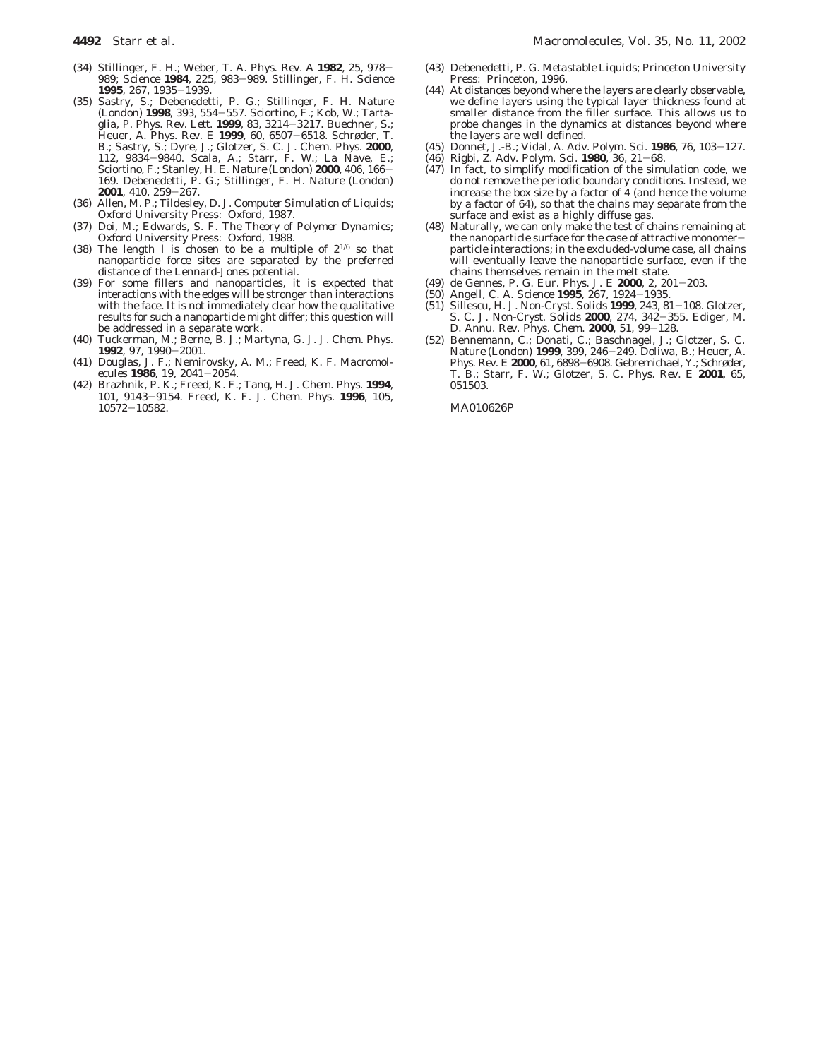(34) Stillinger, F. H.; Weber, T. A. *Phys. Rev. A* **1982**, *25*, 978–989; *Science* **1984**, *225*, 983–989. Stillinger, F. H. *Science* **1995**, *267*, 1935–1939.

(35) Sastry, S.; Debenedetti, P. G.; Stillinger, F. H. *Nature (London)* **1998**, *393*, 554–557. Sciortino, F.; Kob, W.; Tartaglia, P. *Phys. Rev. Lett.* **1999**, *83*, 3214–3217. Buechner, S.; Heuer, A. *Phys. Rev. E* **1999**, *60*, 6507–6518. Schrøder, T. B.; Sastry, S.; Dyre, J.; Glotzer, S. C. *J. Chem. Phys.* **2000**, *112*, 9834–9840. Scala, A.; Starr, F. W.; La Nave, E.; Sciortino, F.; Stanley, H. E. *Nature (London)* **2000**, *406*, 166–169. Debenedetti, P. G.; Stillinger, F. H. *Nature (London)* **2001**, *410*, 259–267.

(36) Allen, M. P.; Tildesley, D. J. *Computer Simulation of Liquids*; Oxford University Press: Oxford, 1987.

(37) Doi, M.; Edwards, S. F. *The Theory of Polymer Dynamics*; Oxford University Press: Oxford, 1988.

(38) The length $l$ is chosen to be a multiple of $2^{1/6}$ so that nanoparticle force sites are separated by the preferred distance of the Lennard-Jones potential.

(39) For some fillers and nanoparticles, it is expected that interactions with the edges will be stronger than interactions with the face. It is not immediately clear how the qualitative results for such a nanoparticle might differ; this question will be addressed in a separate work.

(40) Tuckerman, M.; Berne, B. J.; Martyna, G. J. *J. Chem. Phys.* **1992**, *97*, 1990–2001.

(41) Douglas, J. F.; Nemirovsky, A. M.; Freed, K. F. *Macromolecules* **1986**, *19*, 2041–2054.

(42) Brazhnik, P. K.; Freed, K. F.; Tang, H. *J. Chem. Phys.* **1994**, *101*, 9143–9154. Freed, K. F. *J. Chem. Phys.* **1996**, *105*, 10572–10582.

(43) Debenedetti, P. G. *Metastable Liquids*; Princeton University Press: Princeton, 1996.

(44) At distances beyond where the layers are clearly observable, we define layers using the typical layer thickness found at smaller distance from the filler surface. This allows us to probe changes in the dynamics at distances beyond where the layers are well defined.

(45) Donnet, J.-B.; Vidal, A. *Adv. Polym. Sci.* **1986**, *76*, 103–127.

(46) Rigbi, Z. *Adv. Polym. Sci.* **1980**, *36*, 21–68.

(47) In fact, to simplify modification of the simulation code, we do not remove the periodic boundary conditions. Instead, we increase the box size by a factor of 4 (and hence the volume by a factor of 64), so that the chains may separate from the surface and exist as a highly diffuse gas.

(48) Naturally, we can only make the test of chains remaining at the nanoparticle surface for the case of attractive monomer–particle interactions; in the excluded-volume case, all chains will eventually leave the nanoparticle surface, even if the chains themselves remain in the melt state.

(49) de Gennes, P. G. *Eur. Phys. J. E* **2000**, *2*, 201–203.

(50) Angell, C. A. *Science* **1995**, *267*, 1924–1935.

(51) Sillescu, H. *J. Non-Cryst. Solids* **1999**, *243*, 81–108. Glotzer, S. C. *J. Non-Cryst. Solids* **2000**, *274*, 342–355. Ediger, M. D. *Annu. Rev. Phys. Chem.* **2000**, *51*, 99–128.

(52) Bennemann, C.; Donati, C.; Baschnagel, J.; Glotzer, S. C. *Nature (London)* **1999**, *399*, 246–249. Doliwa, B.; Heuer, A. *Phys. Rev. E* **2000**, *61*, 6898–6908. Gebremichael, Y.; Schrøder, T. B.; Starr, F. W.; Glotzer, S. C. *Phys. Rev. E* **2001**, *65*, 051503.

MA010626P